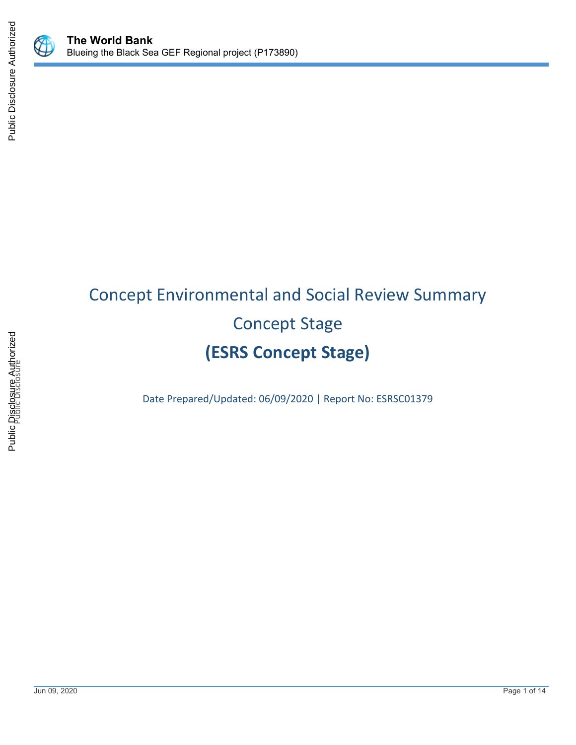# Concept Environmental and Social Review Summary

## Concept Stage

## (ESRS Concept Stage)

Date Prepared/Updated: 06/09/2020 | Report No: ESRSC01379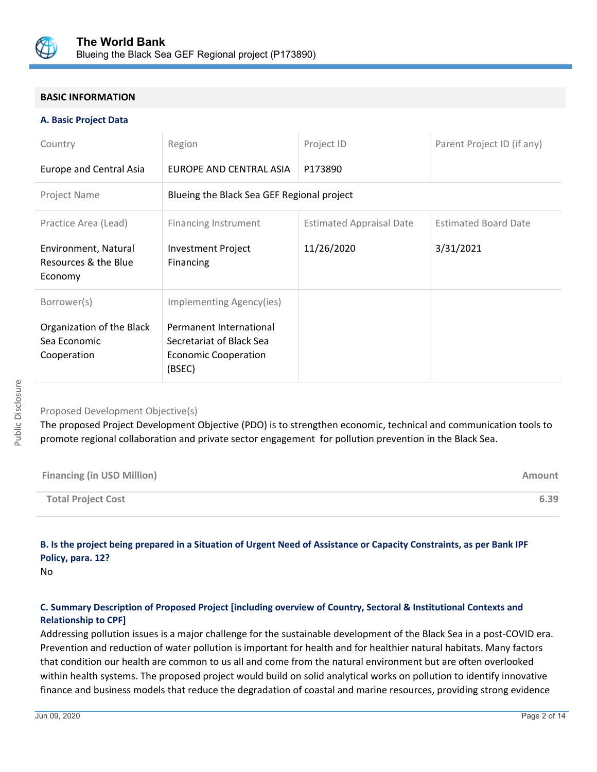## BASIC INFORMATION

### A. Basic Project Data

| Country | Region | Project ID | Parent Project ID (if any) |
|---|---|---|---|
| Europe and Central Asia | EUROPE AND CENTRAL ASIA | P173890 | |
| Project Name | Blueing the Black Sea GEF Regional project | | |
| Practice Area (Lead) | Financing Instrument | Estimated Appraisal Date | Estimated Board Date |
| Environment, Natural Resources & the Blue Economy | Investment Project Financing | 11/26/2020 | 3/31/2021 |
| Borrower(s) | Implementing Agency(ies) | | |
| Organization of the Black Sea Economic Cooperation | Permanent International Secretariat of Black Sea Economic Cooperation (BSEC) | | |

Proposed Development Objective(s)

The proposed Project Development Objective (PDO) is to strengthen economic, technical and communication tools to promote regional collaboration and private sector engagement for pollution prevention in the Black Sea.

| Financing (in USD Million) | Amount |
|---|---|
| **Total Project Cost** | **6.39** |

### B. Is the project being prepared in a Situation of Urgent Need of Assistance or Capacity Constraints, as per Bank IPF Policy, para. 12?

No

### C. Summary Description of Proposed Project [including overview of Country, Sectoral & Institutional Contexts and Relationship to CPF]

Addressing pollution issues is a major challenge for the sustainable development of the Black Sea in a post-COVID era. Prevention and reduction of water pollution is important for health and for healthier natural habitats. Many factors that condition our health are common to us all and come from the natural environment but are often overlooked within health systems. The proposed project would build on solid analytical works on pollution to identify innovative finance and business models that reduce the degradation of coastal and marine resources, providing strong evidence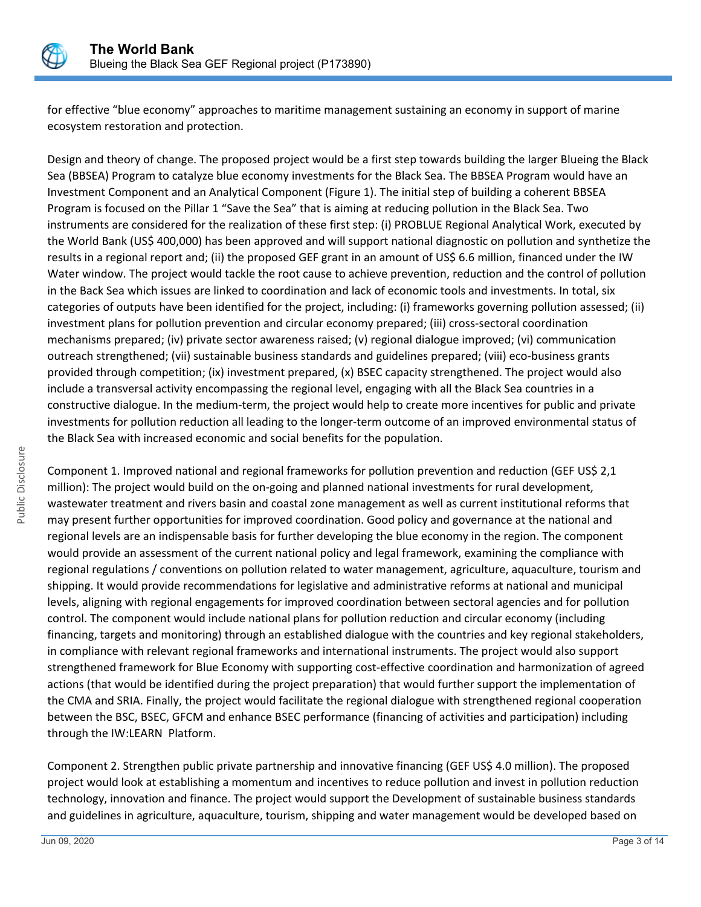for effective "blue economy" approaches to maritime management sustaining an economy in support of marine ecosystem restoration and protection.

Design and theory of change. The proposed project would be a first step towards building the larger Blueing the Black Sea (BBSEA) Program to catalyze blue economy investments for the Black Sea. The BBSEA Program would have an Investment Component and an Analytical Component (Figure 1). The initial step of building a coherent BBSEA Program is focused on the Pillar 1 "Save the Sea" that is aiming at reducing pollution in the Black Sea. Two instruments are considered for the realization of these first step: (i) PROBLUE Regional Analytical Work, executed by the World Bank (US$ 400,000) has been approved and will support national diagnostic on pollution and synthetize the results in a regional report and; (ii) the proposed GEF grant in an amount of US$ 6.6 million, financed under the IW Water window. The project would tackle the root cause to achieve prevention, reduction and the control of pollution in the Back Sea which issues are linked to coordination and lack of economic tools and investments. In total, six categories of outputs have been identified for the project, including: (i) frameworks governing pollution assessed; (ii) investment plans for pollution prevention and circular economy prepared; (iii) cross-sectoral coordination mechanisms prepared; (iv) private sector awareness raised; (v) regional dialogue improved; (vi) communication outreach strengthened; (vii) sustainable business standards and guidelines prepared; (viii) eco-business grants provided through competition; (ix) investment prepared, (x) BSEC capacity strengthened. The project would also include a transversal activity encompassing the regional level, engaging with all the Black Sea countries in a constructive dialogue. In the medium-term, the project would help to create more incentives for public and private investments for pollution reduction all leading to the longer-term outcome of an improved environmental status of the Black Sea with increased economic and social benefits for the population.

Component 1. Improved national and regional frameworks for pollution prevention and reduction (GEF US$ 2,1 million): The project would build on the on-going and planned national investments for rural development, wastewater treatment and rivers basin and coastal zone management as well as current institutional reforms that may present further opportunities for improved coordination. Good policy and governance at the national and regional levels are an indispensable basis for further developing the blue economy in the region. The component would provide an assessment of the current national policy and legal framework, examining the compliance with regional regulations / conventions on pollution related to water management, agriculture, aquaculture, tourism and shipping. It would provide recommendations for legislative and administrative reforms at national and municipal levels, aligning with regional engagements for improved coordination between sectoral agencies and for pollution control. The component would include national plans for pollution reduction and circular economy (including financing, targets and monitoring) through an established dialogue with the countries and key regional stakeholders, in compliance with relevant regional frameworks and international instruments. The project would also support strengthened framework for Blue Economy with supporting cost-effective coordination and harmonization of agreed actions (that would be identified during the project preparation) that would further support the implementation of the CMA and SRIA. Finally, the project would facilitate the regional dialogue with strengthened regional cooperation between the BSC, BSEC, GFCM and enhance BSEC performance (financing of activities and participation) including through the IW:LEARN Platform.

Component 2. Strengthen public private partnership and innovative financing (GEF US$ 4.0 million). The proposed project would look at establishing a momentum and incentives to reduce pollution and invest in pollution reduction technology, innovation and finance. The project would support the Development of sustainable business standards and guidelines in agriculture, aquaculture, tourism, shipping and water management would be developed based on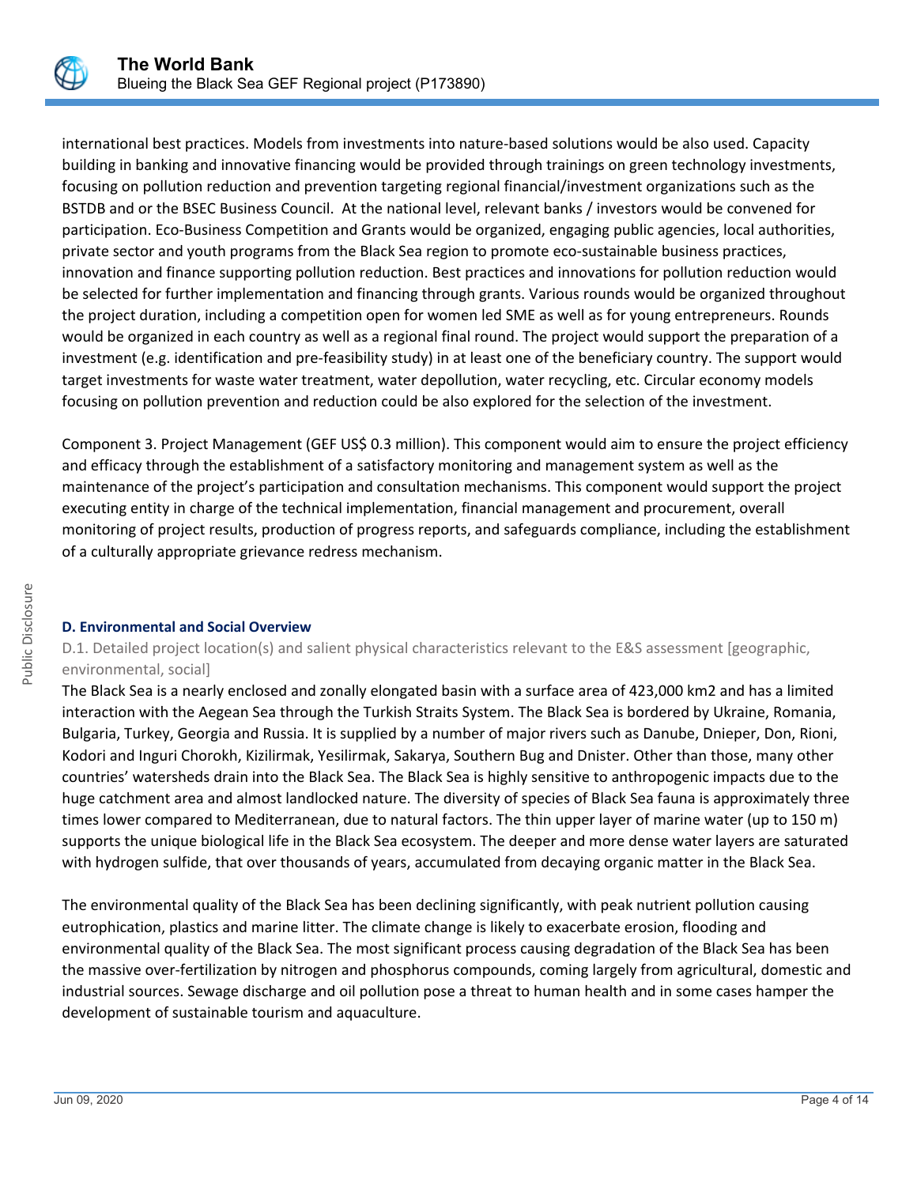international best practices. Models from investments into nature-based solutions would be also used. Capacity building in banking and innovative financing would be provided through trainings on green technology investments, focusing on pollution reduction and prevention targeting regional financial/investment organizations such as the BSTDB and or the BSEC Business Council. At the national level, relevant banks / investors would be convened for participation. Eco-Business Competition and Grants would be organized, engaging public agencies, local authorities, private sector and youth programs from the Black Sea region to promote eco-sustainable business practices, innovation and finance supporting pollution reduction. Best practices and innovations for pollution reduction would be selected for further implementation and financing through grants. Various rounds would be organized throughout the project duration, including a competition open for women led SME as well as for young entrepreneurs. Rounds would be organized in each country as well as a regional final round. The project would support the preparation of a investment (e.g. identification and pre-feasibility study) in at least one of the beneficiary country. The support would target investments for waste water treatment, water depollution, water recycling, etc. Circular economy models focusing on pollution prevention and reduction could be also explored for the selection of the investment.

Component 3. Project Management (GEF US$ 0.3 million). This component would aim to ensure the project efficiency and efficacy through the establishment of a satisfactory monitoring and management system as well as the maintenance of the project's participation and consultation mechanisms. This component would support the project executing entity in charge of the technical implementation, financial management and procurement, overall monitoring of project results, production of progress reports, and safeguards compliance, including the establishment of a culturally appropriate grievance redress mechanism.

## D. Environmental and Social Overview

### D.1. Detailed project location(s) and salient physical characteristics relevant to the E&S assessment [geographic, environmental, social]

The Black Sea is a nearly enclosed and zonally elongated basin with a surface area of 423,000 km2 and has a limited interaction with the Aegean Sea through the Turkish Straits System. The Black Sea is bordered by Ukraine, Romania, Bulgaria, Turkey, Georgia and Russia. It is supplied by a number of major rivers such as Danube, Dnieper, Don, Rioni, Kodori and Inguri Chorokh, Kizilirmak, Yesilirmak, Sakarya, Southern Bug and Dnister. Other than those, many other countries' watersheds drain into the Black Sea. The Black Sea is highly sensitive to anthropogenic impacts due to the huge catchment area and almost landlocked nature. The diversity of species of Black Sea fauna is approximately three times lower compared to Mediterranean, due to natural factors. The thin upper layer of marine water (up to 150 m) supports the unique biological life in the Black Sea ecosystem. The deeper and more dense water layers are saturated with hydrogen sulfide, that over thousands of years, accumulated from decaying organic matter in the Black Sea.

The environmental quality of the Black Sea has been declining significantly, with peak nutrient pollution causing eutrophication, plastics and marine litter. The climate change is likely to exacerbate erosion, flooding and environmental quality of the Black Sea. The most significant process causing degradation of the Black Sea has been the massive over-fertilization by nitrogen and phosphorus compounds, coming largely from agricultural, domestic and industrial sources. Sewage discharge and oil pollution pose a threat to human health and in some cases hamper the development of sustainable tourism and aquaculture.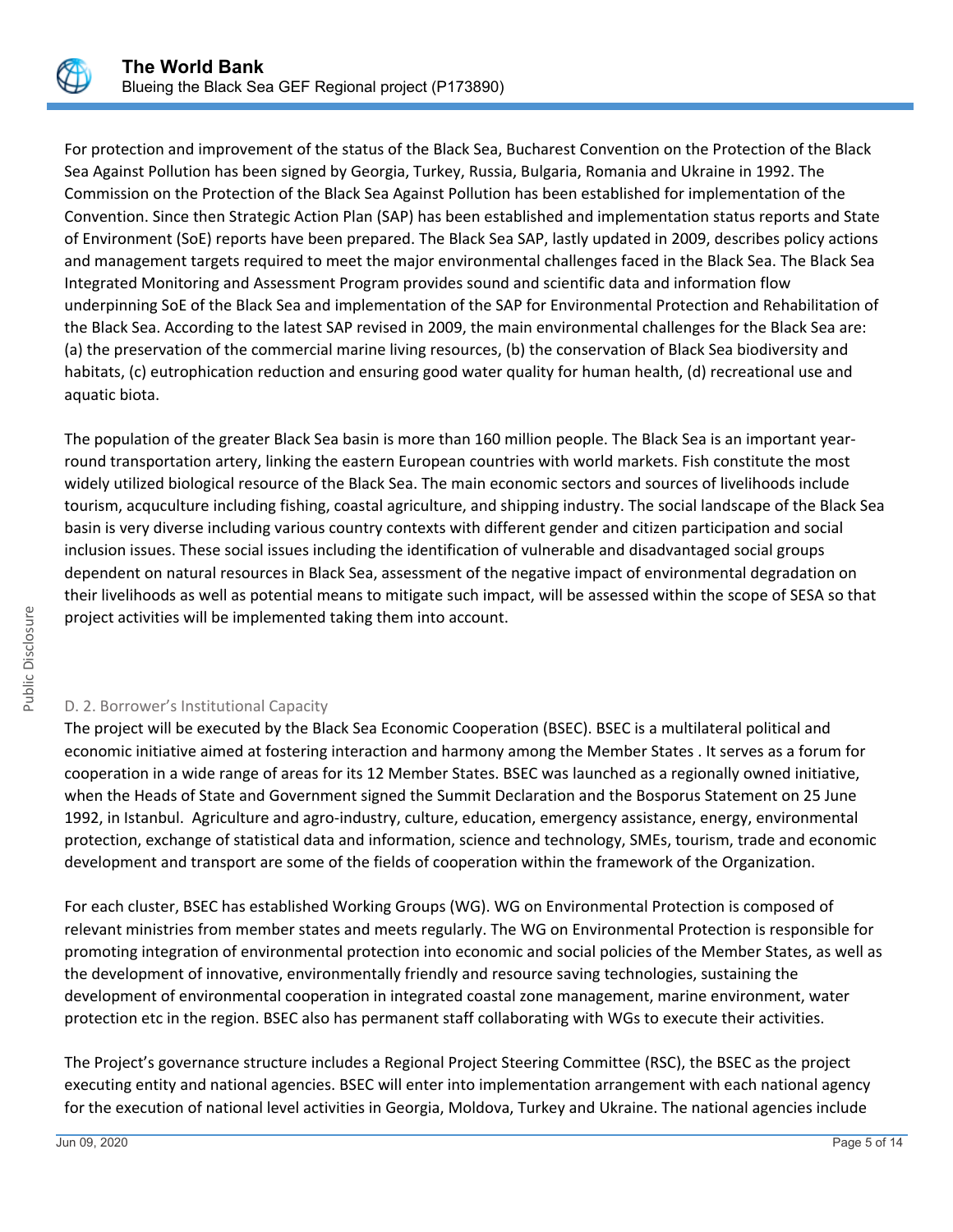For protection and improvement of the status of the Black Sea, Bucharest Convention on the Protection of the Black Sea Against Pollution has been signed by Georgia, Turkey, Russia, Bulgaria, Romania and Ukraine in 1992. The Commission on the Protection of the Black Sea Against Pollution has been established for implementation of the Convention. Since then Strategic Action Plan (SAP) has been established and implementation status reports and State of Environment (SoE) reports have been prepared. The Black Sea SAP, lastly updated in 2009, describes policy actions and management targets required to meet the major environmental challenges faced in the Black Sea. The Black Sea Integrated Monitoring and Assessment Program provides sound and scientific data and information flow underpinning SoE of the Black Sea and implementation of the SAP for Environmental Protection and Rehabilitation of the Black Sea. According to the latest SAP revised in 2009, the main environmental challenges for the Black Sea are: (a) the preservation of the commercial marine living resources, (b) the conservation of Black Sea biodiversity and habitats, (c) eutrophication reduction and ensuring good water quality for human health, (d) recreational use and aquatic biota.

The population of the greater Black Sea basin is more than 160 million people. The Black Sea is an important year-round transportation artery, linking the eastern European countries with world markets. Fish constitute the most widely utilized biological resource of the Black Sea. The main economic sectors and sources of livelihoods include tourism, acqculture including fishing, coastal agriculture, and shipping industry. The social landscape of the Black Sea basin is very diverse including various country contexts with different gender and citizen participation and social inclusion issues. These social issues including the identification of vulnerable and disadvantaged social groups dependent on natural resources in Black Sea, assessment of the negative impact of environmental degradation on their livelihoods as well as potential means to mitigate such impact, will be assessed within the scope of SESA so that project activities will be implemented taking them into account.

### D. 2. Borrower's Institutional Capacity

The project will be executed by the Black Sea Economic Cooperation (BSEC). BSEC is a multilateral political and economic initiative aimed at fostering interaction and harmony among the Member States . It serves as a forum for cooperation in a wide range of areas for its 12 Member States. BSEC was launched as a regionally owned initiative, when the Heads of State and Government signed the Summit Declaration and the Bosporus Statement on 25 June 1992, in Istanbul. Agriculture and agro-industry, culture, education, emergency assistance, energy, environmental protection, exchange of statistical data and information, science and technology, SMEs, tourism, trade and economic development and transport are some of the fields of cooperation within the framework of the Organization.

For each cluster, BSEC has established Working Groups (WG). WG on Environmental Protection is composed of relevant ministries from member states and meets regularly. The WG on Environmental Protection is responsible for promoting integration of environmental protection into economic and social policies of the Member States, as well as the development of innovative, environmentally friendly and resource saving technologies, sustaining the development of environmental cooperation in integrated coastal zone management, marine environment, water protection etc in the region. BSEC also has permanent staff collaborating with WGs to execute their activities.

The Project's governance structure includes a Regional Project Steering Committee (RSC), the BSEC as the project executing entity and national agencies. BSEC will enter into implementation arrangement with each national agency for the execution of national level activities in Georgia, Moldova, Turkey and Ukraine. The national agencies include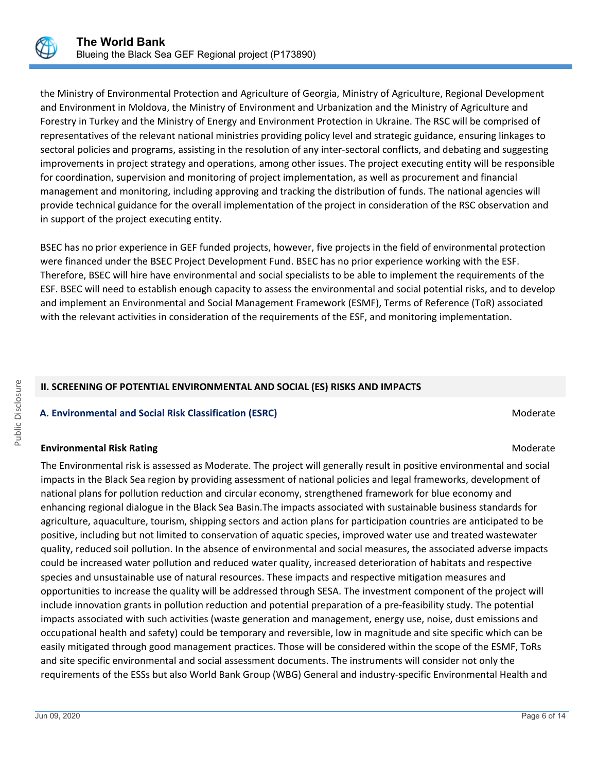the Ministry of Environmental Protection and Agriculture of Georgia, Ministry of Agriculture, Regional Development and Environment in Moldova, the Ministry of Environment and Urbanization and the Ministry of Agriculture and Forestry in Turkey and the Ministry of Energy and Environment Protection in Ukraine. The RSC will be comprised of representatives of the relevant national ministries providing policy level and strategic guidance, ensuring linkages to sectoral policies and programs, assisting in the resolution of any inter-sectoral conflicts, and debating and suggesting improvements in project strategy and operations, among other issues. The project executing entity will be responsible for coordination, supervision and monitoring of project implementation, as well as procurement and financial management and monitoring, including approving and tracking the distribution of funds. The national agencies will provide technical guidance for the overall implementation of the project in consideration of the RSC observation and in support of the project executing entity.

BSEC has no prior experience in GEF funded projects, however, five projects in the field of environmental protection were financed under the BSEC Project Development Fund. BSEC has no prior experience working with the ESF. Therefore, BSEC will hire have environmental and social specialists to be able to implement the requirements of the ESF. BSEC will need to establish enough capacity to assess the environmental and social potential risks, and to develop and implement an Environmental and Social Management Framework (ESMF), Terms of Reference (ToR) associated with the relevant activities in consideration of the requirements of the ESF, and monitoring implementation.

## II. SCREENING OF POTENTIAL ENVIRONMENTAL AND SOCIAL (ES) RISKS AND IMPACTS

### A. Environmental and Social Risk Classification (ESRC) — Moderate

**Environmental Risk Rating** — Moderate

The Environmental risk is assessed as Moderate. The project will generally result in positive environmental and social impacts in the Black Sea region by providing assessment of national policies and legal frameworks, development of national plans for pollution reduction and circular economy, strengthened framework for blue economy and enhancing regional dialogue in the Black Sea Basin.The impacts associated with sustainable business standards for agriculture, aquaculture, tourism, shipping sectors and action plans for participation countries are anticipated to be positive, including but not limited to conservation of aquatic species, improved water use and treated wastewater quality, reduced soil pollution. In the absence of environmental and social measures, the associated adverse impacts could be increased water pollution and reduced water quality, increased deterioration of habitats and respective species and unsustainable use of natural resources. These impacts and respective mitigation measures and opportunities to increase the quality will be addressed through SESA. The investment component of the project will include innovation grants in pollution reduction and potential preparation of a pre-feasibility study. The potential impacts associated with such activities (waste generation and management, energy use, noise, dust emissions and occupational health and safety) could be temporary and reversible, low in magnitude and site specific which can be easily mitigated through good management practices. Those will be considered within the scope of the ESMF, ToRs and site specific environmental and social assessment documents. The instruments will consider not only the requirements of the ESSs but also World Bank Group (WBG) General and industry-specific Environmental Health and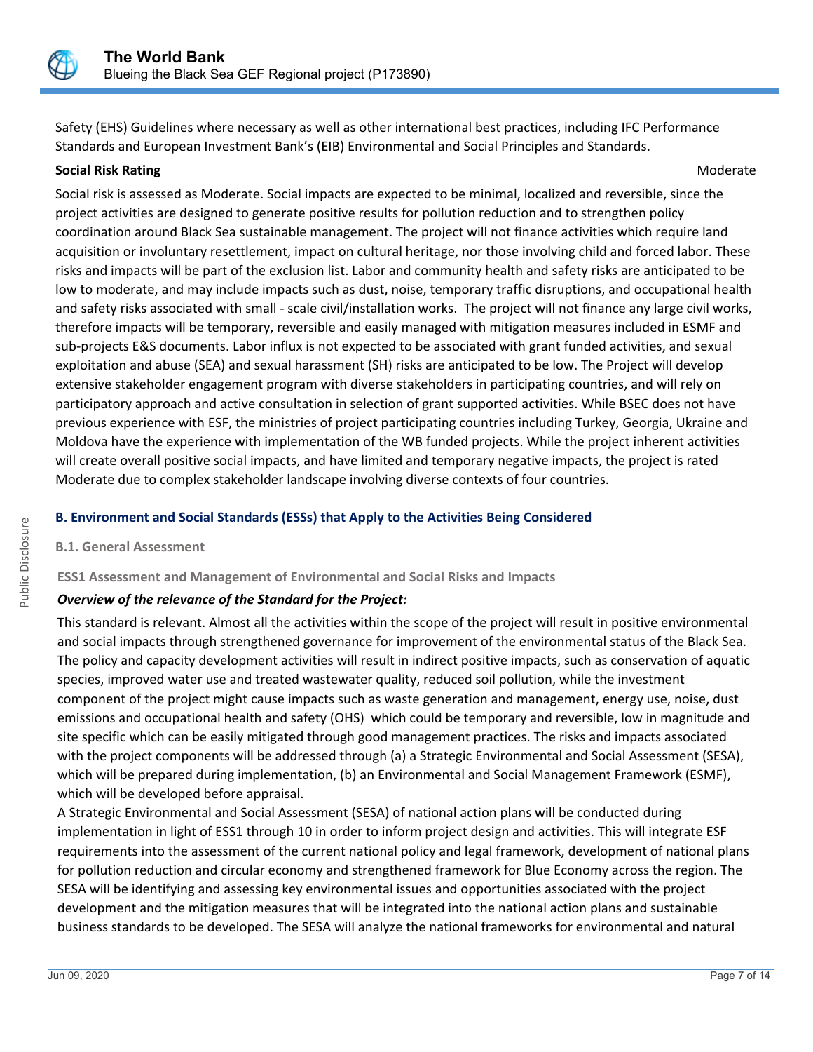Safety (EHS) Guidelines where necessary as well as other international best practices, including IFC Performance Standards and European Investment Bank's (EIB) Environmental and Social Principles and Standards.

**Social Risk Rating** Moderate

Social risk is assessed as Moderate. Social impacts are expected to be minimal, localized and reversible, since the project activities are designed to generate positive results for pollution reduction and to strengthen policy coordination around Black Sea sustainable management. The project will not finance activities which require land acquisition or involuntary resettlement, impact on cultural heritage, nor those involving child and forced labor. These risks and impacts will be part of the exclusion list. Labor and community health and safety risks are anticipated to be low to moderate, and may include impacts such as dust, noise, temporary traffic disruptions, and occupational health and safety risks associated with small - scale civil/installation works. The project will not finance any large civil works, therefore impacts will be temporary, reversible and easily managed with mitigation measures included in ESMF and sub-projects E&S documents. Labor influx is not expected to be associated with grant funded activities, and sexual exploitation and abuse (SEA) and sexual harassment (SH) risks are anticipated to be low. The Project will develop extensive stakeholder engagement program with diverse stakeholders in participating countries, and will rely on participatory approach and active consultation in selection of grant supported activities. While BSEC does not have previous experience with ESF, the ministries of project participating countries including Turkey, Georgia, Ukraine and Moldova have the experience with implementation of the WB funded projects. While the project inherent activities will create overall positive social impacts, and have limited and temporary negative impacts, the project is rated Moderate due to complex stakeholder landscape involving diverse contexts of four countries.

## B. Environment and Social Standards (ESSs) that Apply to the Activities Being Considered

### B.1. General Assessment

#### ESS1 Assessment and Management of Environmental and Social Risks and Impacts

***Overview of the relevance of the Standard for the Project:***

This standard is relevant. Almost all the activities within the scope of the project will result in positive environmental and social impacts through strengthened governance for improvement of the environmental status of the Black Sea. The policy and capacity development activities will result in indirect positive impacts, such as conservation of aquatic species, improved water use and treated wastewater quality, reduced soil pollution, while the investment component of the project might cause impacts such as waste generation and management, energy use, noise, dust emissions and occupational health and safety (OHS) which could be temporary and reversible, low in magnitude and site specific which can be easily mitigated through good management practices. The risks and impacts associated with the project components will be addressed through (a) a Strategic Environmental and Social Assessment (SESA), which will be prepared during implementation, (b) an Environmental and Social Management Framework (ESMF), which will be developed before appraisal.

A Strategic Environmental and Social Assessment (SESA) of national action plans will be conducted during implementation in light of ESS1 through 10 in order to inform project design and activities. This will integrate ESF requirements into the assessment of the current national policy and legal framework, development of national plans for pollution reduction and circular economy and strengthened framework for Blue Economy across the region. The SESA will be identifying and assessing key environmental issues and opportunities associated with the project development and the mitigation measures that will be integrated into the national action plans and sustainable business standards to be developed. The SESA will analyze the national frameworks for environmental and natural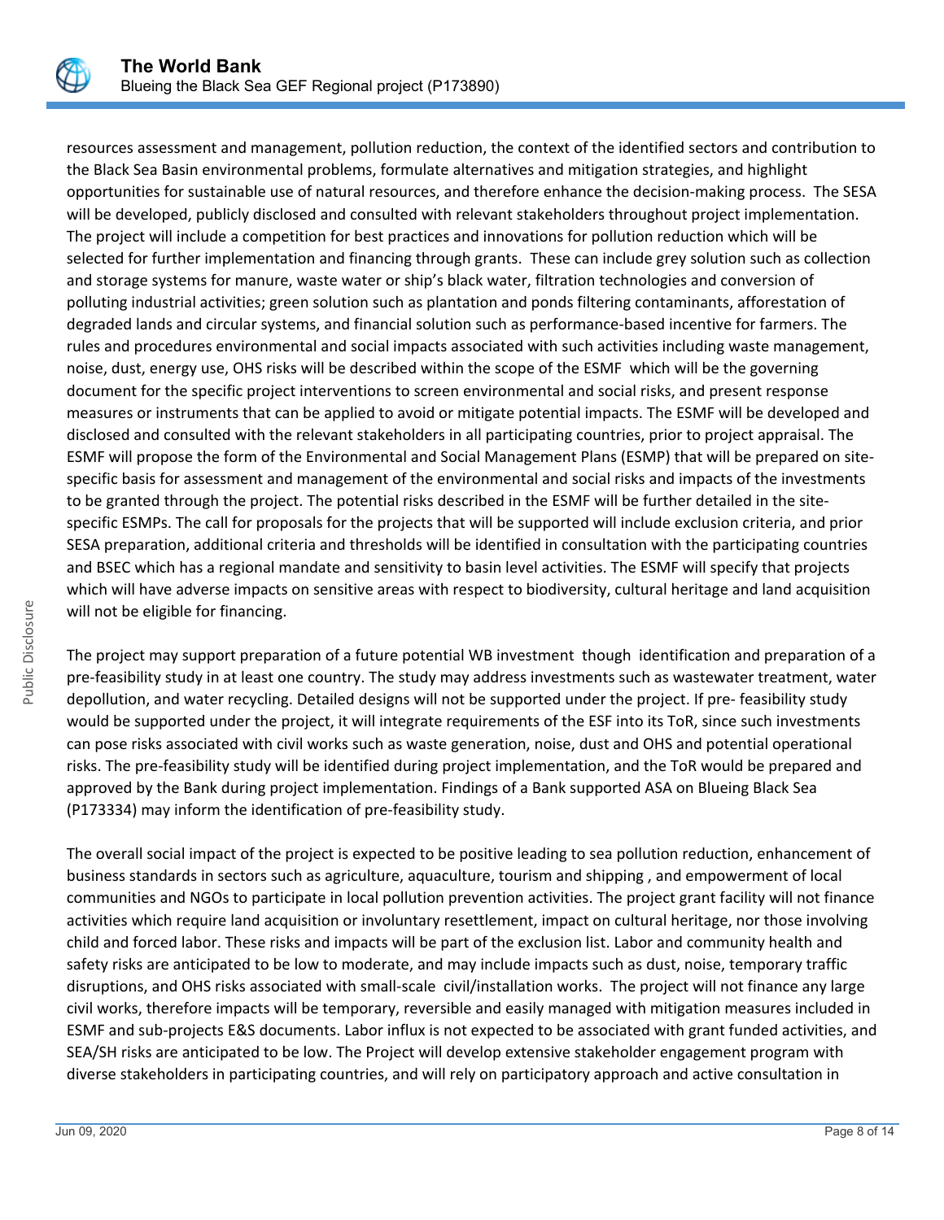resources assessment and management, pollution reduction, the context of the identified sectors and contribution to the Black Sea Basin environmental problems, formulate alternatives and mitigation strategies, and highlight opportunities for sustainable use of natural resources, and therefore enhance the decision-making process. The SESA will be developed, publicly disclosed and consulted with relevant stakeholders throughout project implementation. The project will include a competition for best practices and innovations for pollution reduction which will be selected for further implementation and financing through grants. These can include grey solution such as collection and storage systems for manure, waste water or ship's black water, filtration technologies and conversion of polluting industrial activities; green solution such as plantation and ponds filtering contaminants, afforestation of degraded lands and circular systems, and financial solution such as performance-based incentive for farmers. The rules and procedures environmental and social impacts associated with such activities including waste management, noise, dust, energy use, OHS risks will be described within the scope of the ESMF which will be the governing document for the specific project interventions to screen environmental and social risks, and present response measures or instruments that can be applied to avoid or mitigate potential impacts. The ESMF will be developed and disclosed and consulted with the relevant stakeholders in all participating countries, prior to project appraisal. The ESMF will propose the form of the Environmental and Social Management Plans (ESMP) that will be prepared on site-specific basis for assessment and management of the environmental and social risks and impacts of the investments to be granted through the project. The potential risks described in the ESMF will be further detailed in the site-specific ESMPs. The call for proposals for the projects that will be supported will include exclusion criteria, and prior SESA preparation, additional criteria and thresholds will be identified in consultation with the participating countries and BSEC which has a regional mandate and sensitivity to basin level activities. The ESMF will specify that projects which will have adverse impacts on sensitive areas with respect to biodiversity, cultural heritage and land acquisition will not be eligible for financing.

The project may support preparation of a future potential WB investment though identification and preparation of a pre-feasibility study in at least one country. The study may address investments such as wastewater treatment, water depollution, and water recycling. Detailed designs will not be supported under the project. If pre- feasibility study would be supported under the project, it will integrate requirements of the ESF into its ToR, since such investments can pose risks associated with civil works such as waste generation, noise, dust and OHS and potential operational risks. The pre-feasibility study will be identified during project implementation, and the ToR would be prepared and approved by the Bank during project implementation. Findings of a Bank supported ASA on Blueing Black Sea (P173334) may inform the identification of pre-feasibility study.

The overall social impact of the project is expected to be positive leading to sea pollution reduction, enhancement of business standards in sectors such as agriculture, aquaculture, tourism and shipping , and empowerment of local communities and NGOs to participate in local pollution prevention activities. The project grant facility will not finance activities which require land acquisition or involuntary resettlement, impact on cultural heritage, nor those involving child and forced labor. These risks and impacts will be part of the exclusion list. Labor and community health and safety risks are anticipated to be low to moderate, and may include impacts such as dust, noise, temporary traffic disruptions, and OHS risks associated with small-scale civil/installation works. The project will not finance any large civil works, therefore impacts will be temporary, reversible and easily managed with mitigation measures included in ESMF and sub-projects E&S documents. Labor influx is not expected to be associated with grant funded activities, and SEA/SH risks are anticipated to be low. The Project will develop extensive stakeholder engagement program with diverse stakeholders in participating countries, and will rely on participatory approach and active consultation in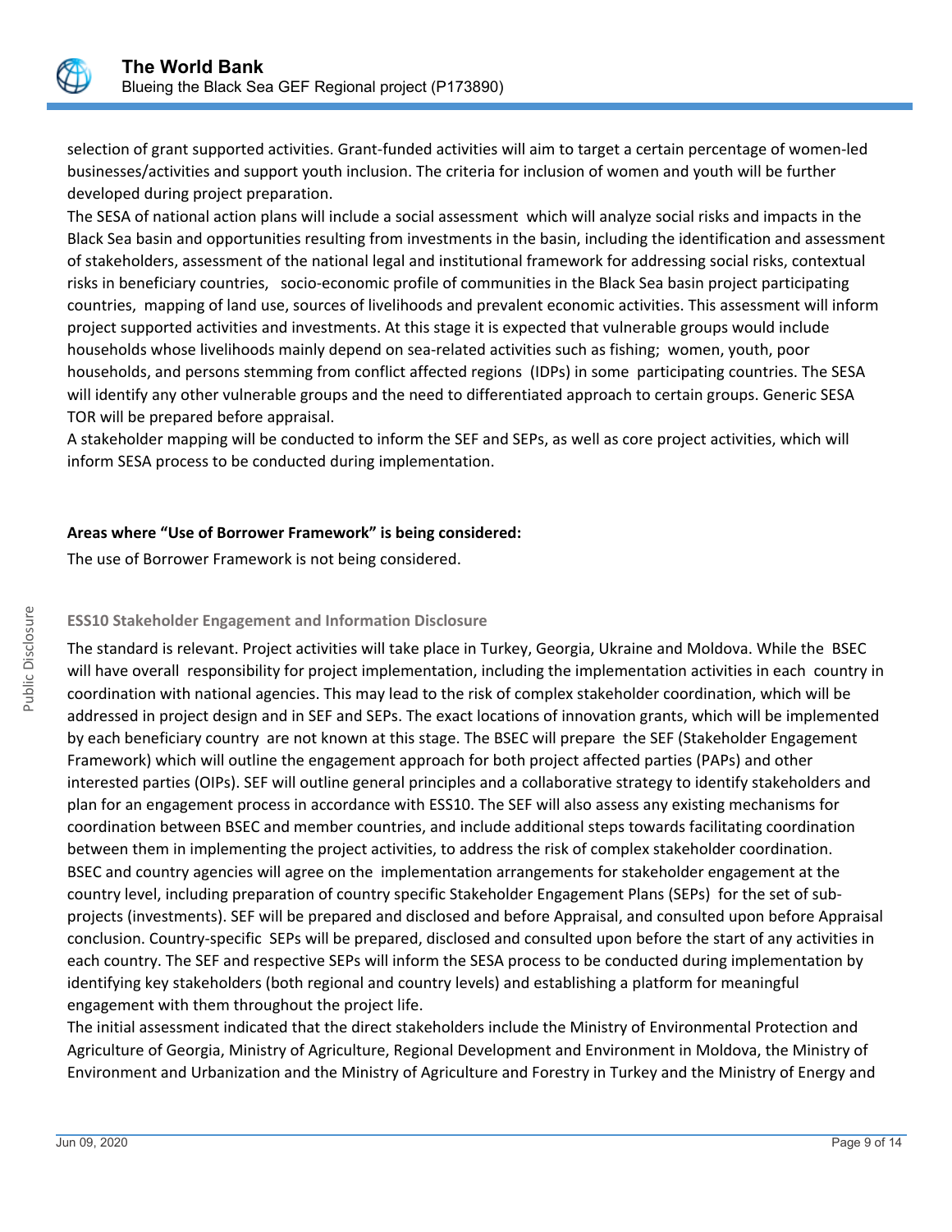selection of grant supported activities. Grant-funded activities will aim to target a certain percentage of women-led businesses/activities and support youth inclusion. The criteria for inclusion of women and youth will be further developed during project preparation.

The SESA of national action plans will include a social assessment which will analyze social risks and impacts in the Black Sea basin and opportunities resulting from investments in the basin, including the identification and assessment of stakeholders, assessment of the national legal and institutional framework for addressing social risks, contextual risks in beneficiary countries, socio-economic profile of communities in the Black Sea basin project participating countries, mapping of land use, sources of livelihoods and prevalent economic activities. This assessment will inform project supported activities and investments. At this stage it is expected that vulnerable groups would include households whose livelihoods mainly depend on sea-related activities such as fishing; women, youth, poor households, and persons stemming from conflict affected regions (IDPs) in some participating countries. The SESA will identify any other vulnerable groups and the need to differentiated approach to certain groups. Generic SESA TOR will be prepared before appraisal.

A stakeholder mapping will be conducted to inform the SEF and SEPs, as well as core project activities, which will inform SESA process to be conducted during implementation.

**Areas where "Use of Borrower Framework" is being considered:**

The use of Borrower Framework is not being considered.

### ESS10 Stakeholder Engagement and Information Disclosure

The standard is relevant. Project activities will take place in Turkey, Georgia, Ukraine and Moldova. While the BSEC will have overall responsibility for project implementation, including the implementation activities in each country in coordination with national agencies. This may lead to the risk of complex stakeholder coordination, which will be addressed in project design and in SEF and SEPs. The exact locations of innovation grants, which will be implemented by each beneficiary country are not known at this stage. The BSEC will prepare the SEF (Stakeholder Engagement Framework) which will outline the engagement approach for both project affected parties (PAPs) and other interested parties (OIPs). SEF will outline general principles and a collaborative strategy to identify stakeholders and plan for an engagement process in accordance with ESS10. The SEF will also assess any existing mechanisms for coordination between BSEC and member countries, and include additional steps towards facilitating coordination between them in implementing the project activities, to address the risk of complex stakeholder coordination. BSEC and country agencies will agree on the implementation arrangements for stakeholder engagement at the country level, including preparation of country specific Stakeholder Engagement Plans (SEPs) for the set of sub-projects (investments). SEF will be prepared and disclosed and before Appraisal, and consulted upon before Appraisal conclusion. Country-specific SEPs will be prepared, disclosed and consulted upon before the start of any activities in each country. The SEF and respective SEPs will inform the SESA process to be conducted during implementation by identifying key stakeholders (both regional and country levels) and establishing a platform for meaningful engagement with them throughout the project life.

The initial assessment indicated that the direct stakeholders include the Ministry of Environmental Protection and Agriculture of Georgia, Ministry of Agriculture, Regional Development and Environment in Moldova, the Ministry of Environment and Urbanization and the Ministry of Agriculture and Forestry in Turkey and the Ministry of Energy and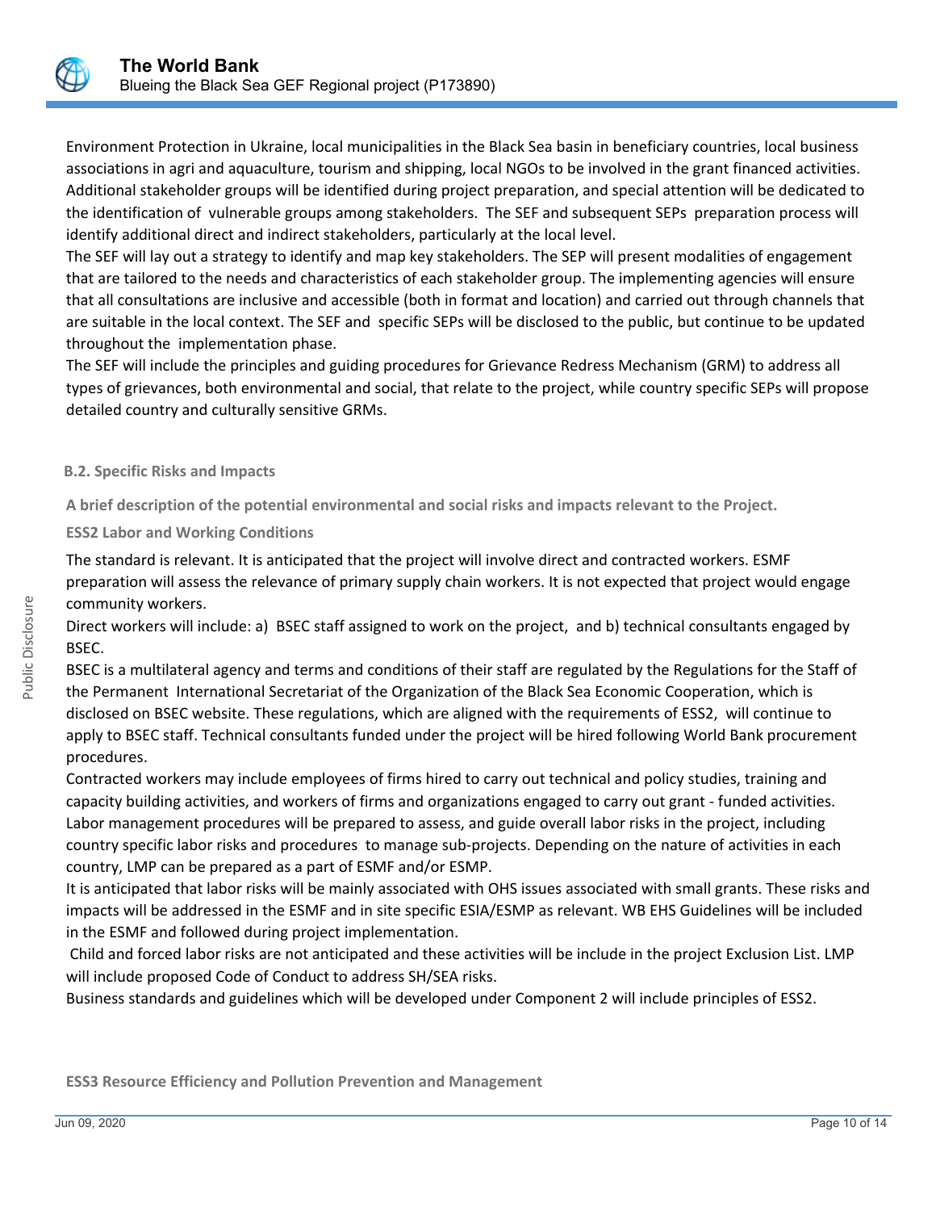Environment Protection in Ukraine, local municipalities in the Black Sea basin in beneficiary countries, local business associations in agri and aquaculture, tourism and shipping, local NGOs to be involved in the grant financed activities. Additional stakeholder groups will be identified during project preparation, and special attention will be dedicated to the identification of vulnerable groups among stakeholders. The SEF and subsequent SEPs preparation process will identify additional direct and indirect stakeholders, particularly at the local level.

The SEF will lay out a strategy to identify and map key stakeholders. The SEP will present modalities of engagement that are tailored to the needs and characteristics of each stakeholder group. The implementing agencies will ensure that all consultations are inclusive and accessible (both in format and location) and carried out through channels that are suitable in the local context. The SEF and specific SEPs will be disclosed to the public, but continue to be updated throughout the implementation phase.

The SEF will include the principles and guiding procedures for Grievance Redress Mechanism (GRM) to address all types of grievances, both environmental and social, that relate to the project, while country specific SEPs will propose detailed country and culturally sensitive GRMs.

### B.2. Specific Risks and Impacts

**A brief description of the potential environmental and social risks and impacts relevant to the Project.**

**ESS2 Labor and Working Conditions**

The standard is relevant. It is anticipated that the project will involve direct and contracted workers. ESMF preparation will assess the relevance of primary supply chain workers. It is not expected that project would engage community workers.

Direct workers will include: a) BSEC staff assigned to work on the project, and b) technical consultants engaged by BSEC.

BSEC is a multilateral agency and terms and conditions of their staff are regulated by the Regulations for the Staff of the Permanent International Secretariat of the Organization of the Black Sea Economic Cooperation, which is disclosed on BSEC website. These regulations, which are aligned with the requirements of ESS2, will continue to apply to BSEC staff. Technical consultants funded under the project will be hired following World Bank procurement procedures.

Contracted workers may include employees of firms hired to carry out technical and policy studies, training and capacity building activities, and workers of firms and organizations engaged to carry out grant - funded activities. Labor management procedures will be prepared to assess, and guide overall labor risks in the project, including country specific labor risks and procedures to manage sub-projects. Depending on the nature of activities in each country, LMP can be prepared as a part of ESMF and/or ESMP.

It is anticipated that labor risks will be mainly associated with OHS issues associated with small grants. These risks and impacts will be addressed in the ESMF and in site specific ESIA/ESMP as relevant. WB EHS Guidelines will be included in the ESMF and followed during project implementation.

Child and forced labor risks are not anticipated and these activities will be include in the project Exclusion List. LMP will include proposed Code of Conduct to address SH/SEA risks.

Business standards and guidelines which will be developed under Component 2 will include principles of ESS2.

**ESS3 Resource Efficiency and Pollution Prevention and Management**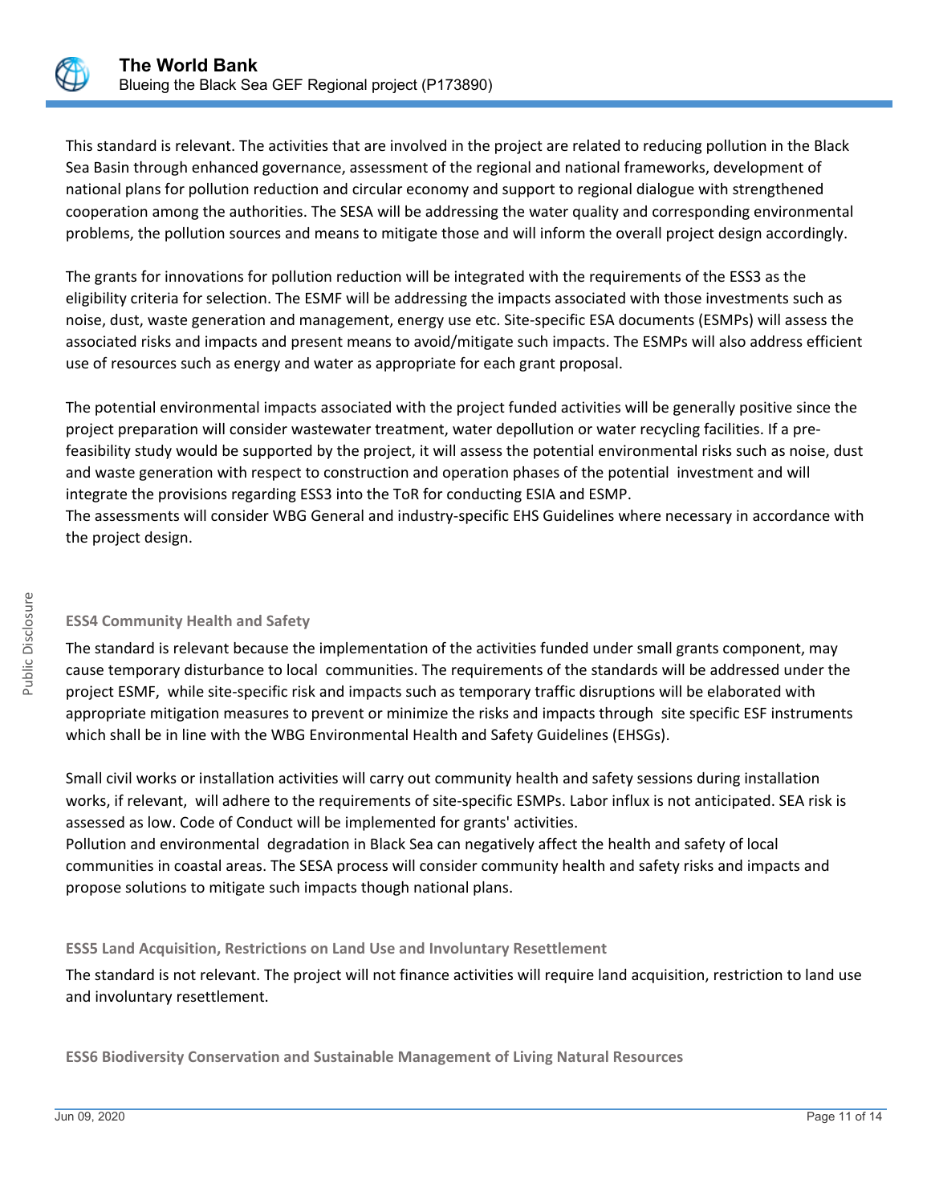This standard is relevant. The activities that are involved in the project are related to reducing pollution in the Black Sea Basin through enhanced governance, assessment of the regional and national frameworks, development of national plans for pollution reduction and circular economy and support to regional dialogue with strengthened cooperation among the authorities. The SESA will be addressing the water quality and corresponding environmental problems, the pollution sources and means to mitigate those and will inform the overall project design accordingly.

The grants for innovations for pollution reduction will be integrated with the requirements of the ESS3 as the eligibility criteria for selection. The ESMF will be addressing the impacts associated with those investments such as noise, dust, waste generation and management, energy use etc. Site-specific ESA documents (ESMPs) will assess the associated risks and impacts and present means to avoid/mitigate such impacts. The ESMPs will also address efficient use of resources such as energy and water as appropriate for each grant proposal.

The potential environmental impacts associated with the project funded activities will be generally positive since the project preparation will consider wastewater treatment, water depollution or water recycling facilities. If a pre-feasibility study would be supported by the project, it will assess the potential environmental risks such as noise, dust and waste generation with respect to construction and operation phases of the potential investment and will integrate the provisions regarding ESS3 into the ToR for conducting ESIA and ESMP.
The assessments will consider WBG General and industry-specific EHS Guidelines where necessary in accordance with the project design.

**ESS4 Community Health and Safety**

The standard is relevant because the implementation of the activities funded under small grants component, may cause temporary disturbance to local communities. The requirements of the standards will be addressed under the project ESMF, while site-specific risk and impacts such as temporary traffic disruptions will be elaborated with appropriate mitigation measures to prevent or minimize the risks and impacts through site specific ESF instruments which shall be in line with the WBG Environmental Health and Safety Guidelines (EHSGs).

Small civil works or installation activities will carry out community health and safety sessions during installation works, if relevant, will adhere to the requirements of site-specific ESMPs. Labor influx is not anticipated. SEA risk is assessed as low. Code of Conduct will be implemented for grants' activities.
Pollution and environmental degradation in Black Sea can negatively affect the health and safety of local communities in coastal areas. The SESA process will consider community health and safety risks and impacts and propose solutions to mitigate such impacts though national plans.

**ESS5 Land Acquisition, Restrictions on Land Use and Involuntary Resettlement**

The standard is not relevant. The project will not finance activities will require land acquisition, restriction to land use and involuntary resettlement.

**ESS6 Biodiversity Conservation and Sustainable Management of Living Natural Resources**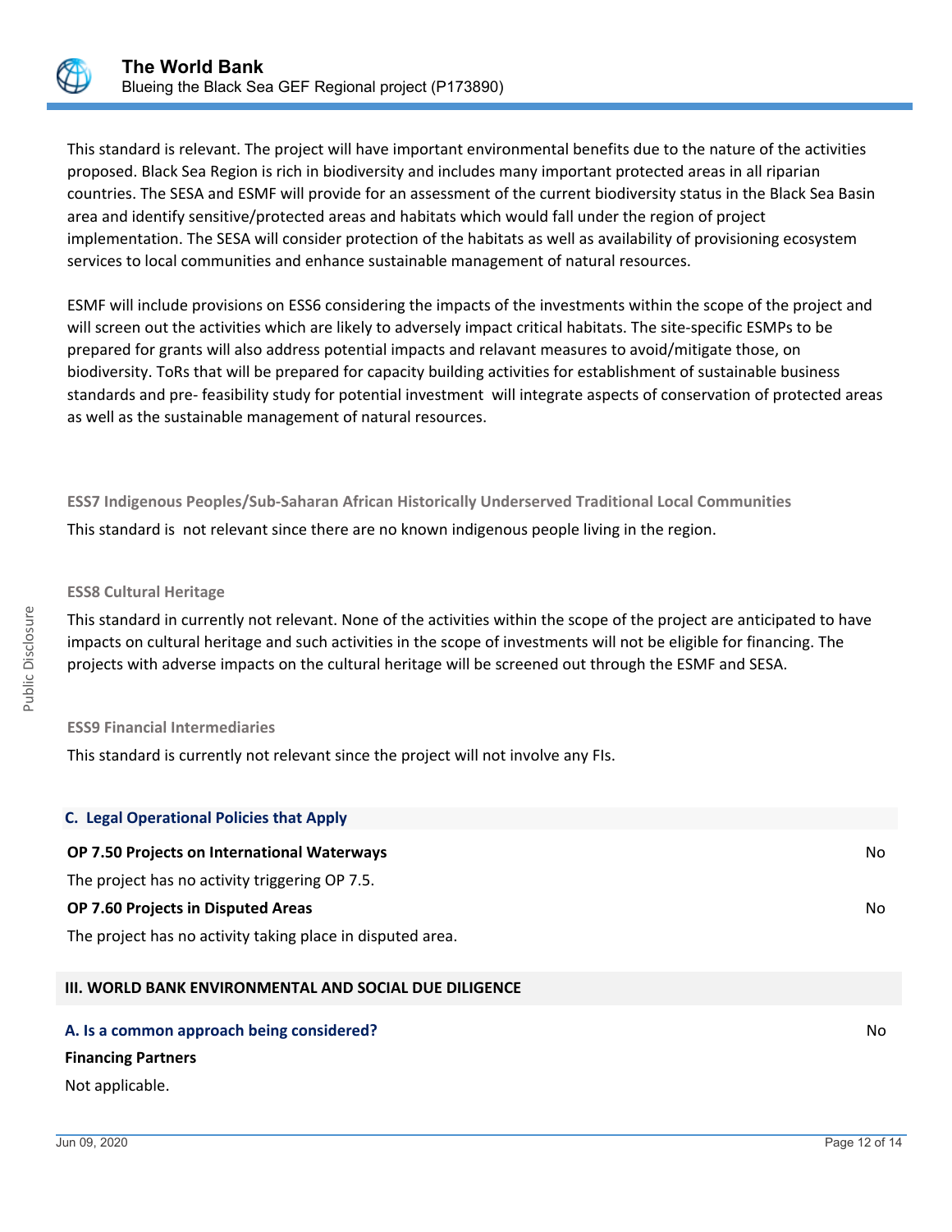This standard is relevant. The project will have important environmental benefits due to the nature of the activities proposed. Black Sea Region is rich in biodiversity and includes many important protected areas in all riparian countries. The SESA and ESMF will provide for an assessment of the current biodiversity status in the Black Sea Basin area and identify sensitive/protected areas and habitats which would fall under the region of project implementation. The SESA will consider protection of the habitats as well as availability of provisioning ecosystem services to local communities and enhance sustainable management of natural resources.

ESMF will include provisions on ESS6 considering the impacts of the investments within the scope of the project and will screen out the activities which are likely to adversely impact critical habitats. The site-specific ESMPs to be prepared for grants will also address potential impacts and relavant measures to avoid/mitigate those, on biodiversity. ToRs that will be prepared for capacity building activities for establishment of sustainable business standards and pre- feasibility study for potential investment will integrate aspects of conservation of protected areas as well as the sustainable management of natural resources.

**ESS7 Indigenous Peoples/Sub-Saharan African Historically Underserved Traditional Local Communities**

This standard is not relevant since there are no known indigenous people living in the region.

**ESS8 Cultural Heritage**

This standard in currently not relevant. None of the activities within the scope of the project are anticipated to have impacts on cultural heritage and such activities in the scope of investments will not be eligible for financing. The projects with adverse impacts on the cultural heritage will be screened out through the ESMF and SESA.

**ESS9 Financial Intermediaries**

This standard is currently not relevant since the project will not involve any FIs.

## C. Legal Operational Policies that Apply

**OP 7.50 Projects on International Waterways** — No

The project has no activity triggering OP 7.5.

**OP 7.60 Projects in Disputed Areas** — No

The project has no activity taking place in disputed area.

## III. WORLD BANK ENVIRONMENTAL AND SOCIAL DUE DILIGENCE

### A. Is a common approach being considered? — No

**Financing Partners**

Not applicable.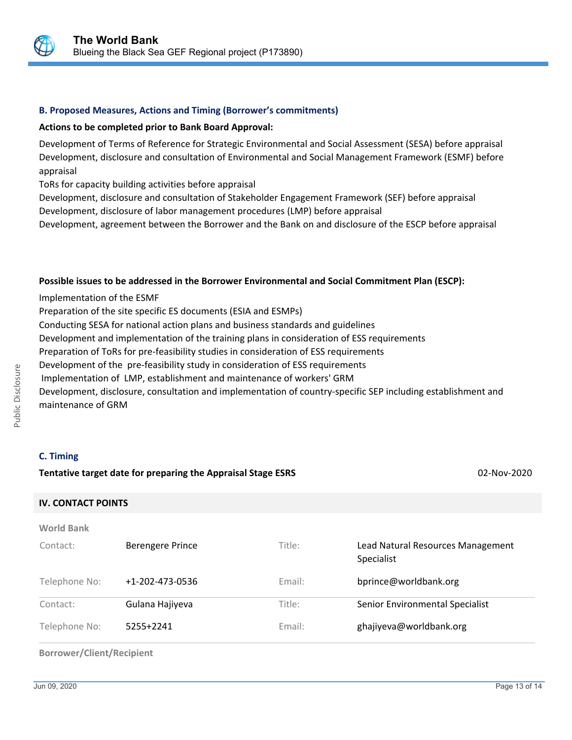### B. Proposed Measures, Actions and Timing (Borrower's commitments)

**Actions to be completed prior to Bank Board Approval:**

Development of Terms of Reference for Strategic Environmental and Social Assessment (SESA) before appraisal
Development, disclosure and consultation of Environmental and Social Management Framework (ESMF) before appraisal
ToRs for capacity building activities before appraisal
Development, disclosure and consultation of Stakeholder Engagement Framework (SEF) before appraisal
Development, disclosure of labor management procedures (LMP) before appraisal
Development, agreement between the Borrower and the Bank on and disclosure of the ESCP before appraisal

**Possible issues to be addressed in the Borrower Environmental and Social Commitment Plan (ESCP):**

Implementation of the ESMF
Preparation of the site specific ES documents (ESIA and ESMPs)
Conducting SESA for national action plans and business standards and guidelines
Development and implementation of the training plans in consideration of ESS requirements
Preparation of ToRs for pre-feasibility studies in consideration of ESS requirements
Development of the pre-feasibility study in consideration of ESS requirements
Implementation of LMP, establishment and maintenance of workers' GRM
Development, disclosure, consultation and implementation of country-specific SEP including establishment and maintenance of GRM

### C. Timing

**Tentative target date for preparing the Appraisal Stage ESRS** 02-Nov-2020

## IV. CONTACT POINTS

**World Bank**

| | | | |
|---|---|---|---|
| Contact: | Berengere Prince | Title: | Lead Natural Resources Management Specialist |
| Telephone No: | +1-202-473-0536 | Email: | bprince@worldbank.org |
| Contact: | Gulana Hajiyeva | Title: | Senior Environmental Specialist |
| Telephone No: | 5255+2241 | Email: | ghajiyeva@worldbank.org |

**Borrower/Client/Recipient**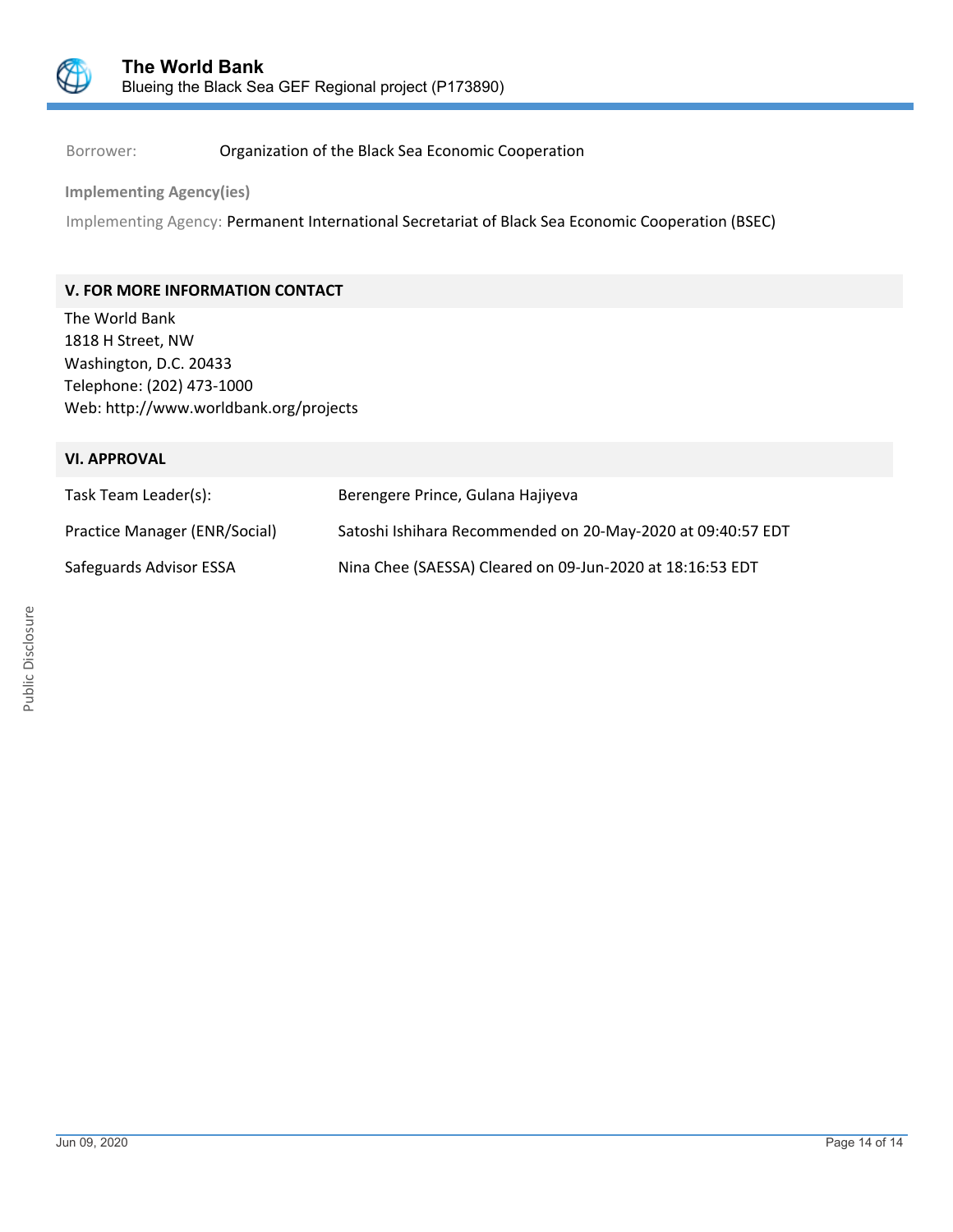Borrower: Organization of the Black Sea Economic Cooperation

**Implementing Agency(ies)**

Implementing Agency: Permanent International Secretariat of Black Sea Economic Cooperation (BSEC)

## V. FOR MORE INFORMATION CONTACT

The World Bank
1818 H Street, NW
Washington, D.C. 20433
Telephone: (202) 473-1000
Web: http://www.worldbank.org/projects

## VI. APPROVAL

| | |
|---|---|
| Task Team Leader(s): | Berengere Prince, Gulana Hajiyeva |
| Practice Manager (ENR/Social) | Satoshi Ishihara Recommended on 20-May-2020 at 09:40:57 EDT |
| Safeguards Advisor ESSA | Nina Chee (SAESSA) Cleared on 09-Jun-2020 at 18:16:53 EDT |